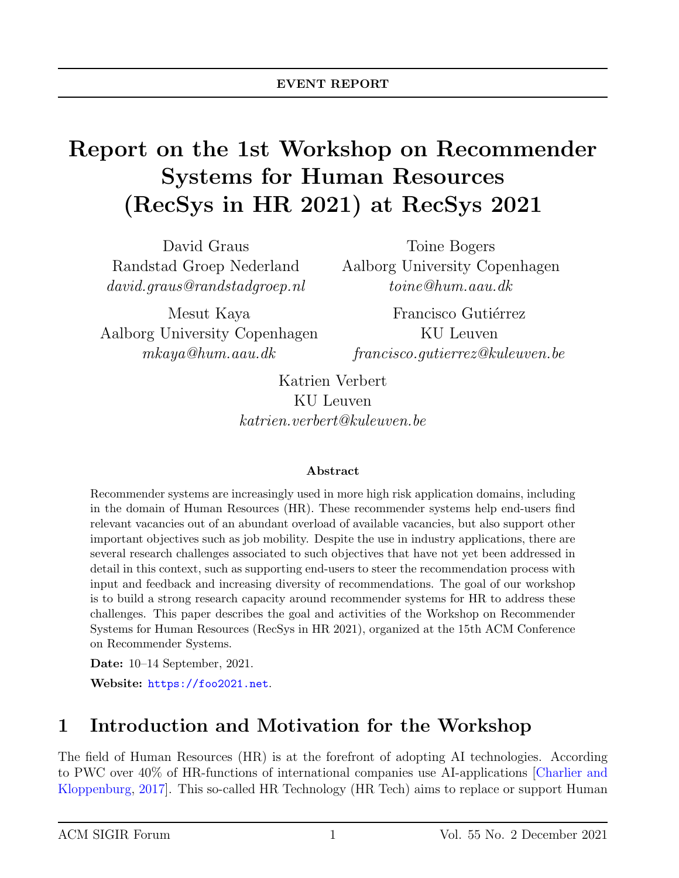EVENT REPORT

# Report on the 1st Workshop on Recommender Systems for Human Resources (RecSys in HR 2021) at RecSys 2021

David Graus
Randstad Groep Nederland
*david.graus@randstadgroep.nl*

Toine Bogers
Aalborg University Copenhagen
*toine@hum.aau.dk*

Mesut Kaya
Aalborg University Copenhagen
*mkaya@hum.aau.dk*

Francisco Gutiérrez
KU Leuven
*francisco.gutierrez@kuleuven.be*

Katrien Verbert
KU Leuven
*katrien.verbert@kuleuven.be*

**Abstract**

Recommender systems are increasingly used in more high risk application domains, including in the domain of Human Resources (HR). These recommender systems help end-users find relevant vacancies out of an abundant overload of available vacancies, but also support other important objectives such as job mobility. Despite the use in industry applications, there are several research challenges associated to such objectives that have not yet been addressed in detail in this context, such as supporting end-users to steer the recommendation process with input and feedback and increasing diversity of recommendations. The goal of our workshop is to build a strong research capacity around recommender systems for HR to address these challenges. This paper describes the goal and activities of the Workshop on Recommender Systems for Human Resources (RecSys in HR 2021), organized at the 15th ACM Conference on Recommender Systems.

**Date:** 10–14 September, 2021.

**Website:** https://foo2021.net.

## 1 Introduction and Motivation for the Workshop

The field of Human Resources (HR) is at the forefront of adopting AI technologies. According to PWC over 40% of HR-functions of international companies use AI-applications [Charlier and Kloppenburg, 2017]. This so-called HR Technology (HR Tech) aims to replace or support Human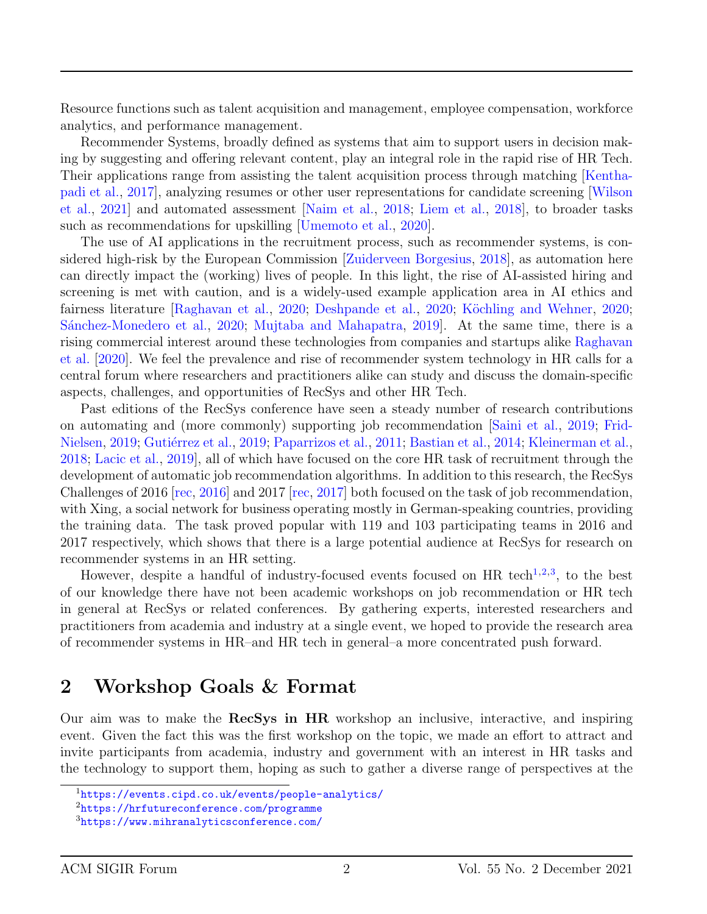Resource functions such as talent acquisition and management, employee compensation, workforce analytics, and performance management.

Recommender Systems, broadly defined as systems that aim to support users in decision making by suggesting and offering relevant content, play an integral role in the rapid rise of HR Tech. Their applications range from assisting the talent acquisition process through matching [Kenthapadi et al., 2017], analyzing resumes or other user representations for candidate screening [Wilson et al., 2021] and automated assessment [Naim et al., 2018; Liem et al., 2018], to broader tasks such as recommendations for upskilling [Umemoto et al., 2020].

The use of AI applications in the recruitment process, such as recommender systems, is considered high-risk by the European Commission [Zuiderveen Borgesius, 2018], as automation here can directly impact the (working) lives of people. In this light, the rise of AI-assisted hiring and screening is met with caution, and is a widely-used example application area in AI ethics and fairness literature [Raghavan et al., 2020; Deshpande et al., 2020; Köchling and Wehner, 2020; Sánchez-Monedero et al., 2020; Mujtaba and Mahapatra, 2019]. At the same time, there is a rising commercial interest around these technologies from companies and startups alike Raghavan et al. [2020]. We feel the prevalence and rise of recommender system technology in HR calls for a central forum where researchers and practitioners alike can study and discuss the domain-specific aspects, challenges, and opportunities of RecSys and other HR Tech.

Past editions of the RecSys conference have seen a steady number of research contributions on automating and (more commonly) supporting job recommendation [Saini et al., 2019; Frid-Nielsen, 2019; Gutiérrez et al., 2019; Paparrizos et al., 2011; Bastian et al., 2014; Kleinerman et al., 2018; Lacic et al., 2019], all of which have focused on the core HR task of recruitment through the development of automatic job recommendation algorithms. In addition to this research, the RecSys Challenges of 2016 [rec, 2016] and 2017 [rec, 2017] both focused on the task of job recommendation, with Xing, a social network for business operating mostly in German-speaking countries, providing the training data. The task proved popular with 119 and 103 participating teams in 2016 and 2017 respectively, which shows that there is a large potential audience at RecSys for research on recommender systems in an HR setting.

However, despite a handful of industry-focused events focused on HR tech[1,2,3], to the best of our knowledge there have not been academic workshops on job recommendation or HR tech in general at RecSys or related conferences. By gathering experts, interested researchers and practitioners from academia and industry at a single event, we hoped to provide the research area of recommender systems in HR–and HR tech in general–a more concentrated push forward.

## 2 Workshop Goals & Format

Our aim was to make the **RecSys in HR** workshop an inclusive, interactive, and inspiring event. Given the fact this was the first workshop on the topic, we made an effort to attract and invite participants from academia, industry and government with an interest in HR tasks and the technology to support them, hoping as such to gather a diverse range of perspectives at the

[1] https://events.cipd.co.uk/events/people-analytics/

[2] https://hrfutureconference.com/programme

[3] https://www.mihranalyticsconference.com/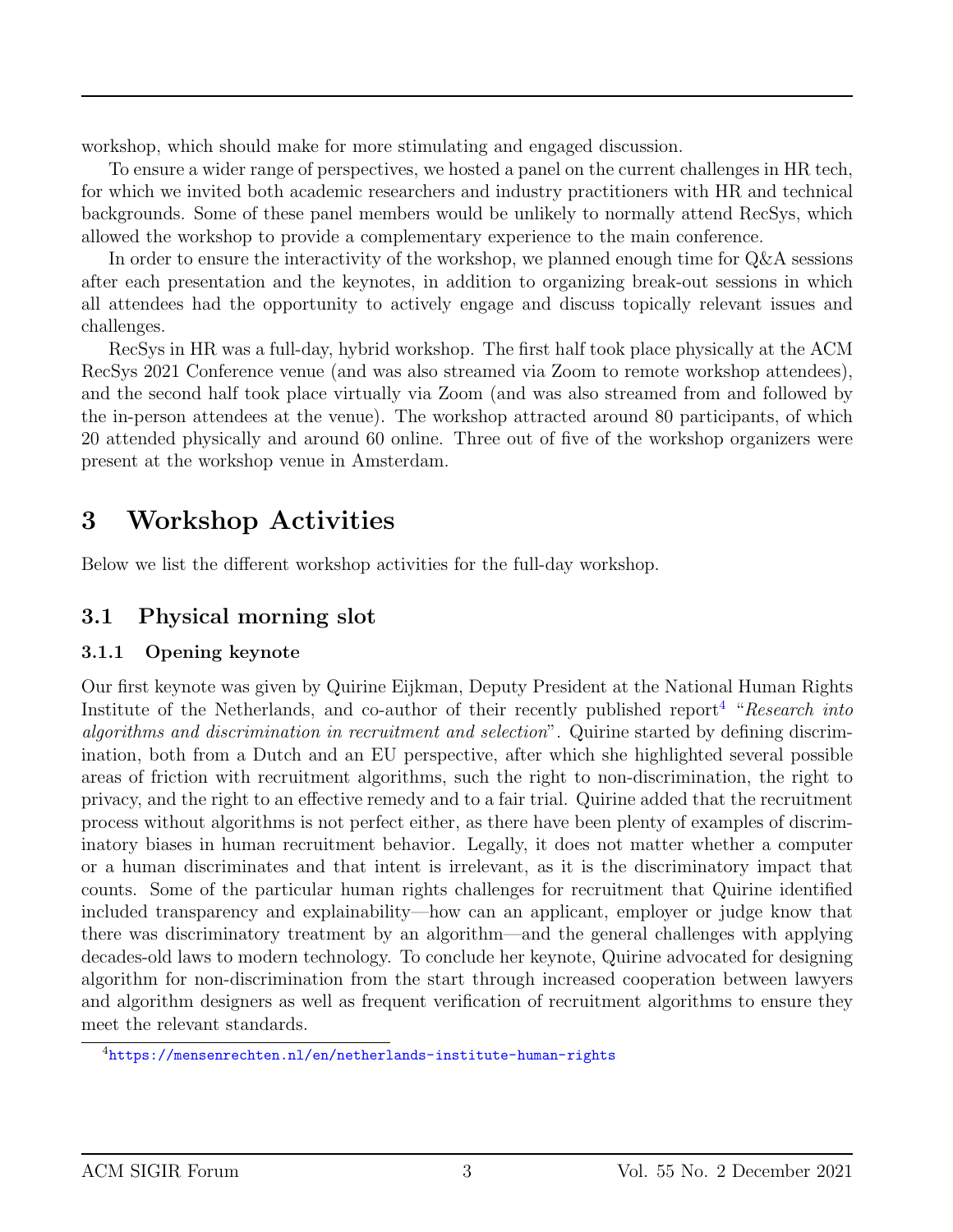workshop, which should make for more stimulating and engaged discussion.

To ensure a wider range of perspectives, we hosted a panel on the current challenges in HR tech, for which we invited both academic researchers and industry practitioners with HR and technical backgrounds. Some of these panel members would be unlikely to normally attend RecSys, which allowed the workshop to provide a complementary experience to the main conference.

In order to ensure the interactivity of the workshop, we planned enough time for Q&A sessions after each presentation and the keynotes, in addition to organizing break-out sessions in which all attendees had the opportunity to actively engage and discuss topically relevant issues and challenges.

RecSys in HR was a full-day, hybrid workshop. The first half took place physically at the ACM RecSys 2021 Conference venue (and was also streamed via Zoom to remote workshop attendees), and the second half took place virtually via Zoom (and was also streamed from and followed by the in-person attendees at the venue). The workshop attracted around 80 participants, of which 20 attended physically and around 60 online. Three out of five of the workshop organizers were present at the workshop venue in Amsterdam.

# 3 Workshop Activities

Below we list the different workshop activities for the full-day workshop.

## 3.1 Physical morning slot

### 3.1.1 Opening keynote

Our first keynote was given by Quirine Eijkman, Deputy President at the National Human Rights Institute of the Netherlands, and co-author of their recently published report[4] "*Research into algorithms and discrimination in recruitment and selection*". Quirine started by defining discrimination, both from a Dutch and an EU perspective, after which she highlighted several possible areas of friction with recruitment algorithms, such the right to non-discrimination, the right to privacy, and the right to an effective remedy and to a fair trial. Quirine added that the recruitment process without algorithms is not perfect either, as there have been plenty of examples of discriminatory biases in human recruitment behavior. Legally, it does not matter whether a computer or a human discriminates and that intent is irrelevant, as it is the discriminatory impact that counts. Some of the particular human rights challenges for recruitment that Quirine identified included transparency and explainability—how can an applicant, employer or judge know that there was discriminatory treatment by an algorithm—and the general challenges with applying decades-old laws to modern technology. To conclude her keynote, Quirine advocated for designing algorithm for non-discrimination from the start through increased cooperation between lawyers and algorithm designers as well as frequent verification of recruitment algorithms to ensure they meet the relevant standards.

[4] https://mensenrechten.nl/en/netherlands-institute-human-rights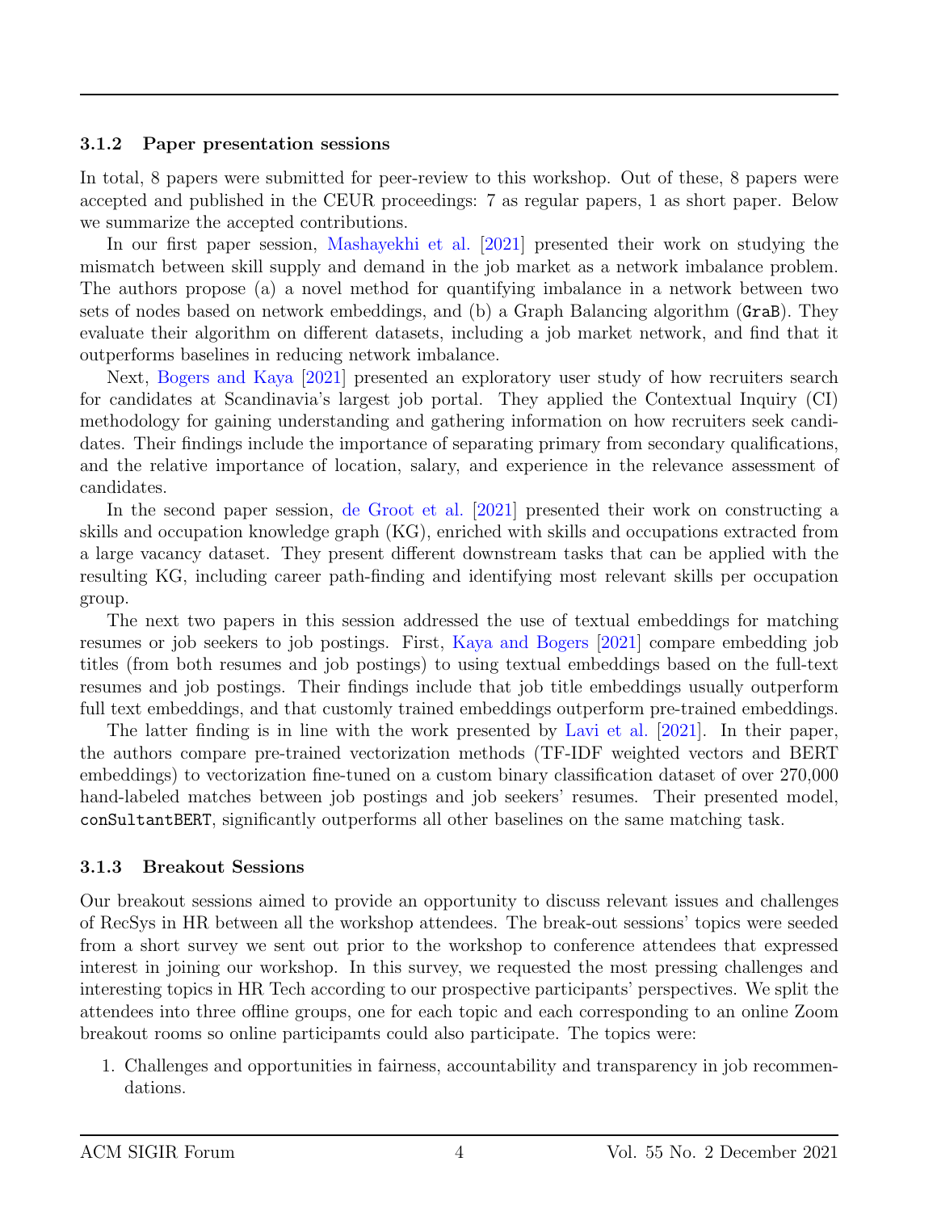### 3.1.2 Paper presentation sessions

In total, 8 papers were submitted for peer-review to this workshop. Out of these, 8 papers were accepted and published in the CEUR proceedings: 7 as regular papers, 1 as short paper. Below we summarize the accepted contributions.

In our first paper session, Mashayekhi et al. [2021] presented their work on studying the mismatch between skill supply and demand in the job market as a network imbalance problem. The authors propose (a) a novel method for quantifying imbalance in a network between two sets of nodes based on network embeddings, and (b) a Graph Balancing algorithm (`GraB`). They evaluate their algorithm on different datasets, including a job market network, and find that it outperforms baselines in reducing network imbalance.

Next, Bogers and Kaya [2021] presented an exploratory user study of how recruiters search for candidates at Scandinavia's largest job portal. They applied the Contextual Inquiry (CI) methodology for gaining understanding and gathering information on how recruiters seek candidates. Their findings include the importance of separating primary from secondary qualifications, and the relative importance of location, salary, and experience in the relevance assessment of candidates.

In the second paper session, de Groot et al. [2021] presented their work on constructing a skills and occupation knowledge graph (KG), enriched with skills and occupations extracted from a large vacancy dataset. They present different downstream tasks that can be applied with the resulting KG, including career path-finding and identifying most relevant skills per occupation group.

The next two papers in this session addressed the use of textual embeddings for matching resumes or job seekers to job postings. First, Kaya and Bogers [2021] compare embedding job titles (from both resumes and job postings) to using textual embeddings based on the full-text resumes and job postings. Their findings include that job title embeddings usually outperform full text embeddings, and that customly trained embeddings outperform pre-trained embeddings.

The latter finding is in line with the work presented by Lavi et al. [2021]. In their paper, the authors compare pre-trained vectorization methods (TF-IDF weighted vectors and BERT embeddings) to vectorization fine-tuned on a custom binary classification dataset of over 270,000 hand-labeled matches between job postings and job seekers' resumes. Their presented model, `conSultantBERT`, significantly outperforms all other baselines on the same matching task.

### 3.1.3 Breakout Sessions

Our breakout sessions aimed to provide an opportunity to discuss relevant issues and challenges of RecSys in HR between all the workshop attendees. The break-out sessions' topics were seeded from a short survey we sent out prior to the workshop to conference attendees that expressed interest in joining our workshop. In this survey, we requested the most pressing challenges and interesting topics in HR Tech according to our prospective participants' perspectives. We split the attendees into three offline groups, one for each topic and each corresponding to an online Zoom breakout rooms so online participamts could also participate. The topics were:

1. Challenges and opportunities in fairness, accountability and transparency in job recommendations.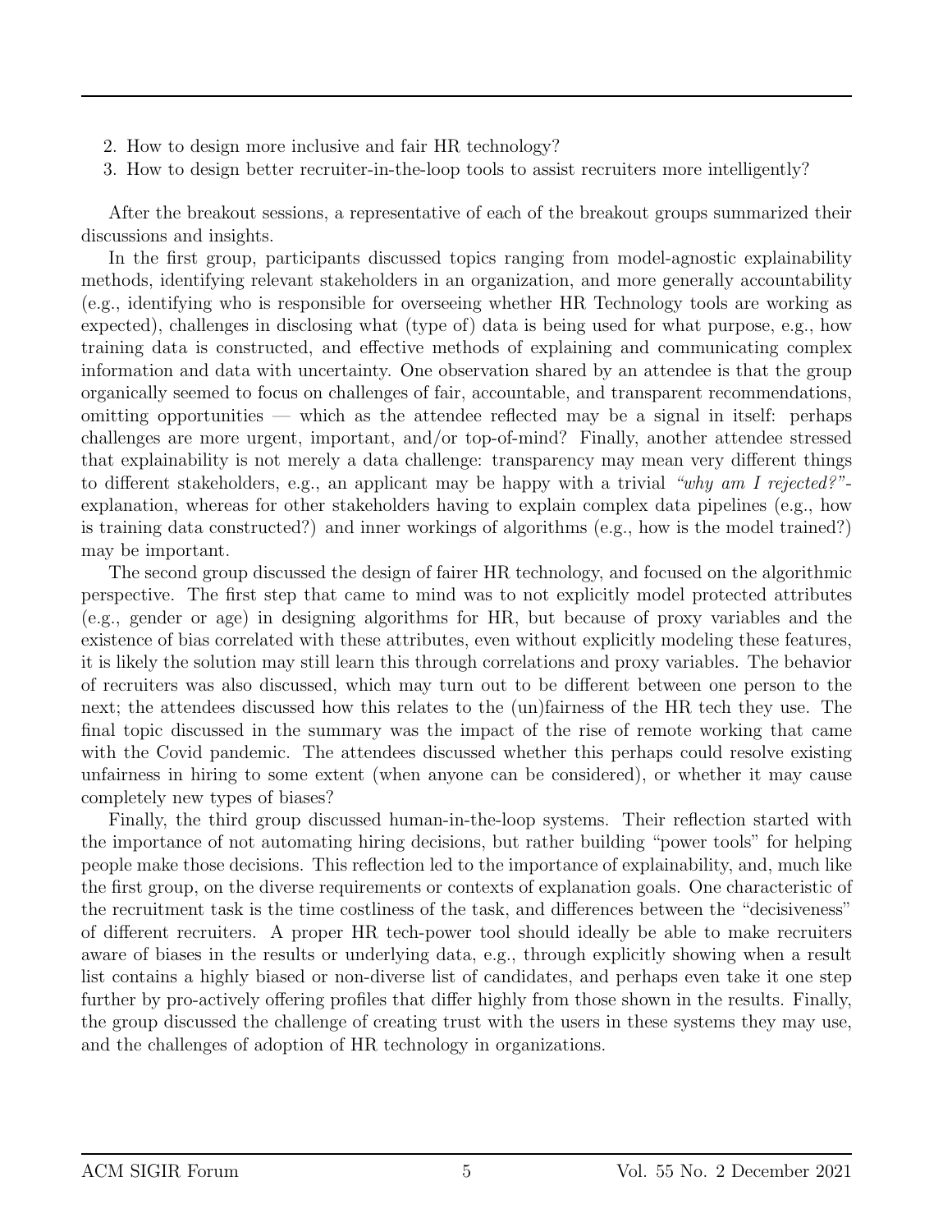2. How to design more inclusive and fair HR technology?
3. How to design better recruiter-in-the-loop tools to assist recruiters more intelligently?

After the breakout sessions, a representative of each of the breakout groups summarized their discussions and insights.

In the first group, participants discussed topics ranging from model-agnostic explainability methods, identifying relevant stakeholders in an organization, and more generally accountability (e.g., identifying who is responsible for overseeing whether HR Technology tools are working as expected), challenges in disclosing what (type of) data is being used for what purpose, e.g., how training data is constructed, and effective methods of explaining and communicating complex information and data with uncertainty. One observation shared by an attendee is that the group organically seemed to focus on challenges of fair, accountable, and transparent recommendations, omitting opportunities — which as the attendee reflected may be a signal in itself: perhaps challenges are more urgent, important, and/or top-of-mind? Finally, another attendee stressed that explainability is not merely a data challenge: transparency may mean very different things to different stakeholders, e.g., an applicant may be happy with a trivial *"why am I rejected?"*-explanation, whereas for other stakeholders having to explain complex data pipelines (e.g., how is training data constructed?) and inner workings of algorithms (e.g., how is the model trained?) may be important.

The second group discussed the design of fairer HR technology, and focused on the algorithmic perspective. The first step that came to mind was to not explicitly model protected attributes (e.g., gender or age) in designing algorithms for HR, but because of proxy variables and the existence of bias correlated with these attributes, even without explicitly modeling these features, it is likely the solution may still learn this through correlations and proxy variables. The behavior of recruiters was also discussed, which may turn out to be different between one person to the next; the attendees discussed how this relates to the (un)fairness of the HR tech they use. The final topic discussed in the summary was the impact of the rise of remote working that came with the Covid pandemic. The attendees discussed whether this perhaps could resolve existing unfairness in hiring to some extent (when anyone can be considered), or whether it may cause completely new types of biases?

Finally, the third group discussed human-in-the-loop systems. Their reflection started with the importance of not automating hiring decisions, but rather building "power tools" for helping people make those decisions. This reflection led to the importance of explainability, and, much like the first group, on the diverse requirements or contexts of explanation goals. One characteristic of the recruitment task is the time costliness of the task, and differences between the "decisiveness" of different recruiters. A proper HR tech-power tool should ideally be able to make recruiters aware of biases in the results or underlying data, e.g., through explicitly showing when a result list contains a highly biased or non-diverse list of candidates, and perhaps even take it one step further by pro-actively offering profiles that differ highly from those shown in the results. Finally, the group discussed the challenge of creating trust with the users in these systems they may use, and the challenges of adoption of HR technology in organizations.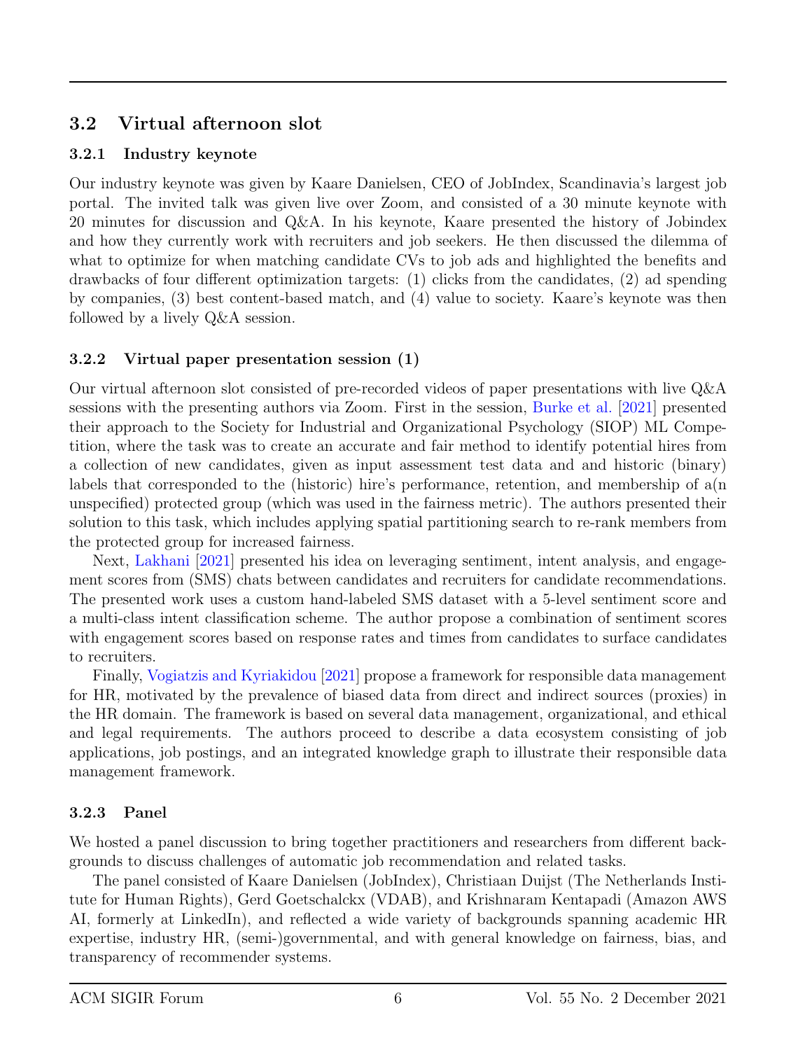## 3.2 Virtual afternoon slot

### 3.2.1 Industry keynote

Our industry keynote was given by Kaare Danielsen, CEO of JobIndex, Scandinavia's largest job portal. The invited talk was given live over Zoom, and consisted of a 30 minute keynote with 20 minutes for discussion and Q&A. In his keynote, Kaare presented the history of Jobindex and how they currently work with recruiters and job seekers. He then discussed the dilemma of what to optimize for when matching candidate CVs to job ads and highlighted the benefits and drawbacks of four different optimization targets: (1) clicks from the candidates, (2) ad spending by companies, (3) best content-based match, and (4) value to society. Kaare's keynote was then followed by a lively Q&A session.

### 3.2.2 Virtual paper presentation session (1)

Our virtual afternoon slot consisted of pre-recorded videos of paper presentations with live Q&A sessions with the presenting authors via Zoom. First in the session, Burke et al. [2021] presented their approach to the Society for Industrial and Organizational Psychology (SIOP) ML Competition, where the task was to create an accurate and fair method to identify potential hires from a collection of new candidates, given as input assessment test data and and historic (binary) labels that corresponded to the (historic) hire's performance, retention, and membership of a(n unspecified) protected group (which was used in the fairness metric). The authors presented their solution to this task, which includes applying spatial partitioning search to re-rank members from the protected group for increased fairness.

Next, Lakhani [2021] presented his idea on leveraging sentiment, intent analysis, and engagement scores from (SMS) chats between candidates and recruiters for candidate recommendations. The presented work uses a custom hand-labeled SMS dataset with a 5-level sentiment score and a multi-class intent classification scheme. The author propose a combination of sentiment scores with engagement scores based on response rates and times from candidates to surface candidates to recruiters.

Finally, Vogiatzis and Kyriakidou [2021] propose a framework for responsible data management for HR, motivated by the prevalence of biased data from direct and indirect sources (proxies) in the HR domain. The framework is based on several data management, organizational, and ethical and legal requirements. The authors proceed to describe a data ecosystem consisting of job applications, job postings, and an integrated knowledge graph to illustrate their responsible data management framework.

### 3.2.3 Panel

We hosted a panel discussion to bring together practitioners and researchers from different backgrounds to discuss challenges of automatic job recommendation and related tasks.

The panel consisted of Kaare Danielsen (JobIndex), Christiaan Duijst (The Netherlands Institute for Human Rights), Gerd Goetschalckx (VDAB), and Krishnaram Kentapadi (Amazon AWS AI, formerly at LinkedIn), and reflected a wide variety of backgrounds spanning academic HR expertise, industry HR, (semi-)governmental, and with general knowledge on fairness, bias, and transparency of recommender systems.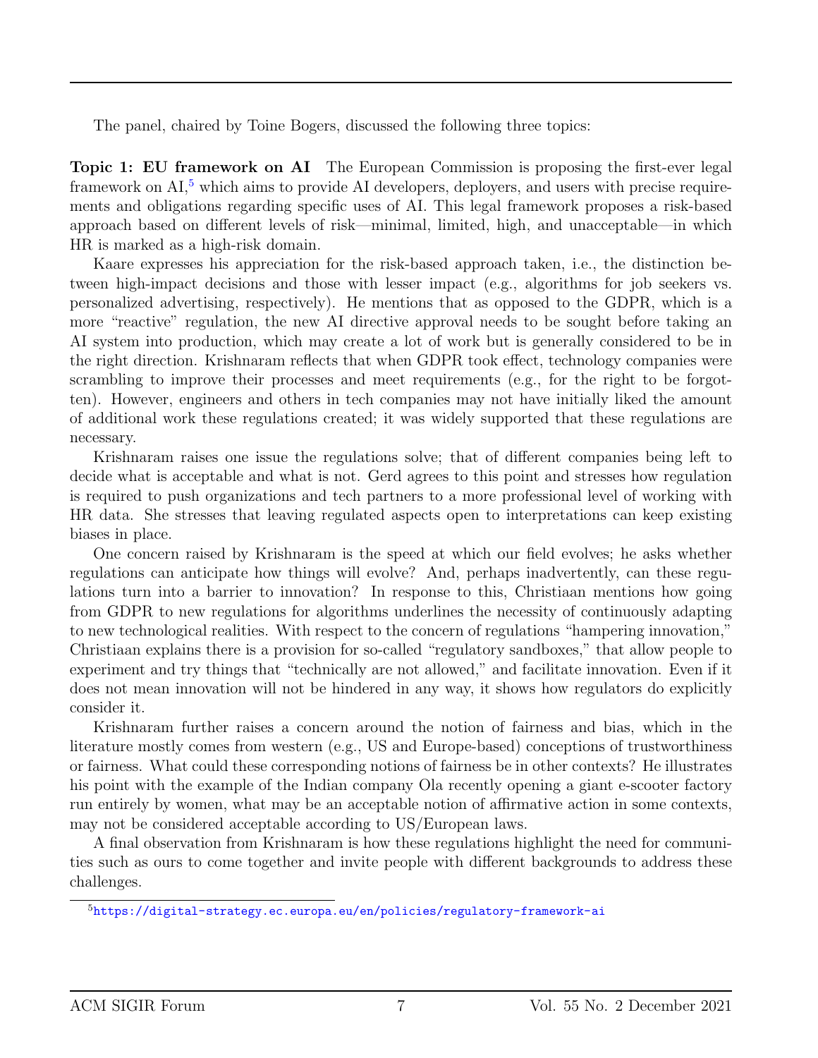The panel, chaired by Toine Bogers, discussed the following three topics:

**Topic 1: EU framework on AI** The European Commission is proposing the first-ever legal framework on AI,[5] which aims to provide AI developers, deployers, and users with precise requirements and obligations regarding specific uses of AI. This legal framework proposes a risk-based approach based on different levels of risk—minimal, limited, high, and unacceptable—in which HR is marked as a high-risk domain.

Kaare expresses his appreciation for the risk-based approach taken, i.e., the distinction between high-impact decisions and those with lesser impact (e.g., algorithms for job seekers vs. personalized advertising, respectively). He mentions that as opposed to the GDPR, which is a more "reactive" regulation, the new AI directive approval needs to be sought before taking an AI system into production, which may create a lot of work but is generally considered to be in the right direction. Krishnaram reflects that when GDPR took effect, technology companies were scrambling to improve their processes and meet requirements (e.g., for the right to be forgotten). However, engineers and others in tech companies may not have initially liked the amount of additional work these regulations created; it was widely supported that these regulations are necessary.

Krishnaram raises one issue the regulations solve; that of different companies being left to decide what is acceptable and what is not. Gerd agrees to this point and stresses how regulation is required to push organizations and tech partners to a more professional level of working with HR data. She stresses that leaving regulated aspects open to interpretations can keep existing biases in place.

One concern raised by Krishnaram is the speed at which our field evolves; he asks whether regulations can anticipate how things will evolve? And, perhaps inadvertently, can these regulations turn into a barrier to innovation? In response to this, Christiaan mentions how going from GDPR to new regulations for algorithms underlines the necessity of continuously adapting to new technological realities. With respect to the concern of regulations "hampering innovation," Christiaan explains there is a provision for so-called "regulatory sandboxes," that allow people to experiment and try things that "technically are not allowed," and facilitate innovation. Even if it does not mean innovation will not be hindered in any way, it shows how regulators do explicitly consider it.

Krishnaram further raises a concern around the notion of fairness and bias, which in the literature mostly comes from western (e.g., US and Europe-based) conceptions of trustworthiness or fairness. What could these corresponding notions of fairness be in other contexts? He illustrates his point with the example of the Indian company Ola recently opening a giant e-scooter factory run entirely by women, what may be an acceptable notion of affirmative action in some contexts, may not be considered acceptable according to US/European laws.

A final observation from Krishnaram is how these regulations highlight the need for communities such as ours to come together and invite people with different backgrounds to address these challenges.

[5] https://digital-strategy.ec.europa.eu/en/policies/regulatory-framework-ai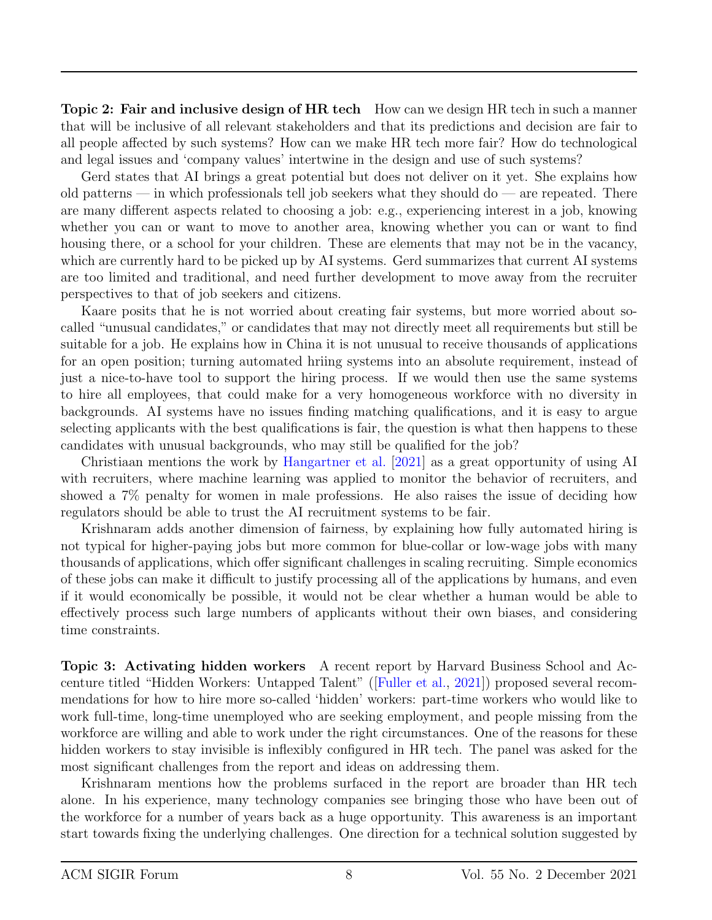**Topic 2: Fair and inclusive design of HR tech** How can we design HR tech in such a manner that will be inclusive of all relevant stakeholders and that its predictions and decision are fair to all people affected by such systems? How can we make HR tech more fair? How do technological and legal issues and 'company values' intertwine in the design and use of such systems?

Gerd states that AI brings a great potential but does not deliver on it yet. She explains how old patterns — in which professionals tell job seekers what they should do — are repeated. There are many different aspects related to choosing a job: e.g., experiencing interest in a job, knowing whether you can or want to move to another area, knowing whether you can or want to find housing there, or a school for your children. These are elements that may not be in the vacancy, which are currently hard to be picked up by AI systems. Gerd summarizes that current AI systems are too limited and traditional, and need further development to move away from the recruiter perspectives to that of job seekers and citizens.

Kaare posits that he is not worried about creating fair systems, but more worried about so-called "unusual candidates," or candidates that may not directly meet all requirements but still be suitable for a job. He explains how in China it is not unusual to receive thousands of applications for an open position; turning automated hriing systems into an absolute requirement, instead of just a nice-to-have tool to support the hiring process. If we would then use the same systems to hire all employees, that could make for a very homogeneous workforce with no diversity in backgrounds. AI systems have no issues finding matching qualifications, and it is easy to argue selecting applicants with the best qualifications is fair, the question is what then happens to these candidates with unusual backgrounds, who may still be qualified for the job?

Christiaan mentions the work by Hangartner et al. [2021] as a great opportunity of using AI with recruiters, where machine learning was applied to monitor the behavior of recruiters, and showed a 7% penalty for women in male professions. He also raises the issue of deciding how regulators should be able to trust the AI recruitment systems to be fair.

Krishnaram adds another dimension of fairness, by explaining how fully automated hiring is not typical for higher-paying jobs but more common for blue-collar or low-wage jobs with many thousands of applications, which offer significant challenges in scaling recruiting. Simple economics of these jobs can make it difficult to justify processing all of the applications by humans, and even if it would economically be possible, it would not be clear whether a human would be able to effectively process such large numbers of applicants without their own biases, and considering time constraints.

**Topic 3: Activating hidden workers** A recent report by Harvard Business School and Accenture titled "Hidden Workers: Untapped Talent" ([Fuller et al., 2021]) proposed several recommendations for how to hire more so-called 'hidden' workers: part-time workers who would like to work full-time, long-time unemployed who are seeking employment, and people missing from the workforce are willing and able to work under the right circumstances. One of the reasons for these hidden workers to stay invisible is inflexibly configured in HR tech. The panel was asked for the most significant challenges from the report and ideas on addressing them.

Krishnaram mentions how the problems surfaced in the report are broader than HR tech alone. In his experience, many technology companies see bringing those who have been out of the workforce for a number of years back as a huge opportunity. This awareness is an important start towards fixing the underlying challenges. One direction for a technical solution suggested by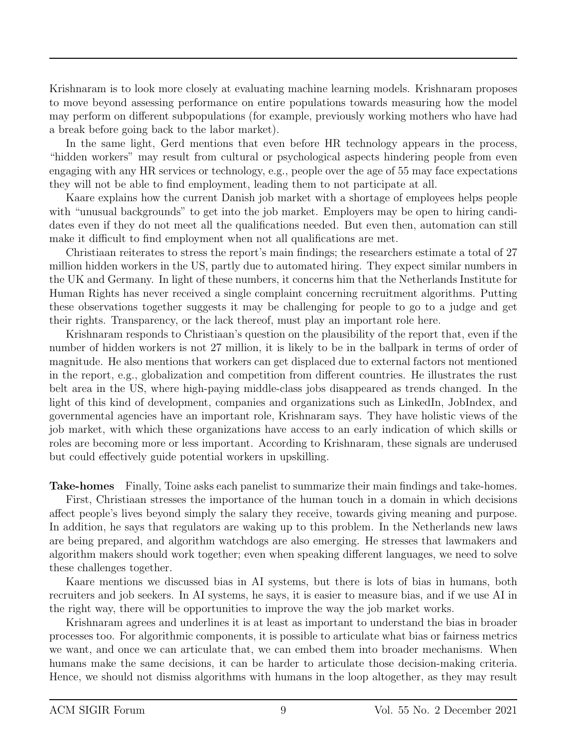Krishnaram is to look more closely at evaluating machine learning models. Krishnaram proposes to move beyond assessing performance on entire populations towards measuring how the model may perform on different subpopulations (for example, previously working mothers who have had a break before going back to the labor market).

In the same light, Gerd mentions that even before HR technology appears in the process, "hidden workers" may result from cultural or psychological aspects hindering people from even engaging with any HR services or technology, e.g., people over the age of 55 may face expectations they will not be able to find employment, leading them to not participate at all.

Kaare explains how the current Danish job market with a shortage of employees helps people with "unusual backgrounds" to get into the job market. Employers may be open to hiring candidates even if they do not meet all the qualifications needed. But even then, automation can still make it difficult to find employment when not all qualifications are met.

Christiaan reiterates to stress the report's main findings; the researchers estimate a total of 27 million hidden workers in the US, partly due to automated hiring. They expect similar numbers in the UK and Germany. In light of these numbers, it concerns him that the Netherlands Institute for Human Rights has never received a single complaint concerning recruitment algorithms. Putting these observations together suggests it may be challenging for people to go to a judge and get their rights. Transparency, or the lack thereof, must play an important role here.

Krishnaram responds to Christiaan's question on the plausibility of the report that, even if the number of hidden workers is not 27 million, it is likely to be in the ballpark in terms of order of magnitude. He also mentions that workers can get displaced due to external factors not mentioned in the report, e.g., globalization and competition from different countries. He illustrates the rust belt area in the US, where high-paying middle-class jobs disappeared as trends changed. In the light of this kind of development, companies and organizations such as LinkedIn, JobIndex, and governmental agencies have an important role, Krishnaram says. They have holistic views of the job market, with which these organizations have access to an early indication of which skills or roles are becoming more or less important. According to Krishnaram, these signals are underused but could effectively guide potential workers in upskilling.

**Take-homes** Finally, Toine asks each panelist to summarize their main findings and take-homes.

First, Christiaan stresses the importance of the human touch in a domain in which decisions affect people's lives beyond simply the salary they receive, towards giving meaning and purpose. In addition, he says that regulators are waking up to this problem. In the Netherlands new laws are being prepared, and algorithm watchdogs are also emerging. He stresses that lawmakers and algorithm makers should work together; even when speaking different languages, we need to solve these challenges together.

Kaare mentions we discussed bias in AI systems, but there is lots of bias in humans, both recruiters and job seekers. In AI systems, he says, it is easier to measure bias, and if we use AI in the right way, there will be opportunities to improve the way the job market works.

Krishnaram agrees and underlines it is at least as important to understand the bias in broader processes too. For algorithmic components, it is possible to articulate what bias or fairness metrics we want, and once we can articulate that, we can embed them into broader mechanisms. When humans make the same decisions, it can be harder to articulate those decision-making criteria. Hence, we should not dismiss algorithms with humans in the loop altogether, as they may result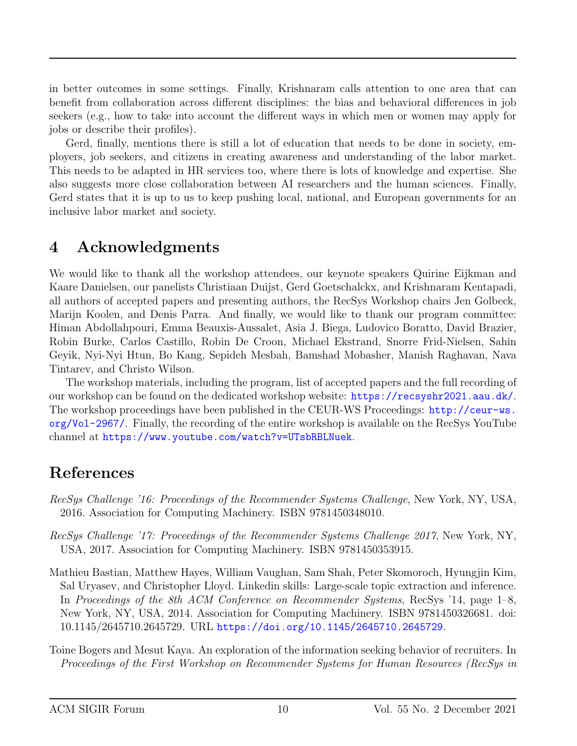in better outcomes in some settings. Finally, Krishnaram calls attention to one area that can benefit from collaboration across different disciplines: the bias and behavioral differences in job seekers (e.g., how to take into account the different ways in which men or women may apply for jobs or describe their profiles).

Gerd, finally, mentions there is still a lot of education that needs to be done in society, employers, job seekers, and citizens in creating awareness and understanding of the labor market. This needs to be adapted in HR services too, where there is lots of knowledge and expertise. She also suggests more close collaboration between AI researchers and the human sciences. Finally, Gerd states that it is up to us to keep pushing local, national, and European governments for an inclusive labor market and society.

## 4 Acknowledgments

We would like to thank all the workshop attendees, our keynote speakers Quirine Eijkman and Kaare Danielsen, our panelists Christiaan Duijst, Gerd Goetschalckx, and Krishnaram Kentapadi, all authors of accepted papers and presenting authors, the RecSys Workshop chairs Jen Golbeck, Marijn Koolen, and Denis Parra. And finally, we would like to thank our program committee: Himan Abdollahpouri, Emma Beauxis-Aussalet, Asia J. Biega, Ludovico Boratto, David Brazier, Robin Burke, Carlos Castillo, Robin De Croon, Michael Ekstrand, Snorre Frid-Nielsen, Sahin Geyik, Nyi-Nyi Htun, Bo Kang, Sepideh Mesbah, Bamshad Mobasher, Manish Raghavan, Nava Tintarev, and Christo Wilson.

The workshop materials, including the program, list of accepted papers and the full recording of our workshop can be found on the dedicated workshop website: https://recsyshr2021.aau.dk/. The workshop proceedings have been published in the CEUR-WS Proceedings: http://ceur-ws.org/Vol-2967/. Finally, the recording of the entire workshop is available on the RecSys YouTube channel at https://www.youtube.com/watch?v=UTsbRBLNuek.

## References

*RecSys Challenge '16: Proceedings of the Recommender Systems Challenge*, New York, NY, USA, 2016. Association for Computing Machinery. ISBN 9781450348010.

*RecSys Challenge '17: Proceedings of the Recommender Systems Challenge 2017*, New York, NY, USA, 2017. Association for Computing Machinery. ISBN 9781450353915.

Mathieu Bastian, Matthew Hayes, William Vaughan, Sam Shah, Peter Skomoroch, Hyungjin Kim, Sal Uryasev, and Christopher Lloyd. Linkedin skills: Large-scale topic extraction and inference. In *Proceedings of the 8th ACM Conference on Recommender Systems*, RecSys '14, page 1–8, New York, NY, USA, 2014. Association for Computing Machinery. ISBN 9781450326681. doi: 10.1145/2645710.2645729. URL https://doi.org/10.1145/2645710.2645729.

Toine Bogers and Mesut Kaya. An exploration of the information seeking behavior of recruiters. In *Proceedings of the First Workshop on Recommender Systems for Human Resources (RecSys in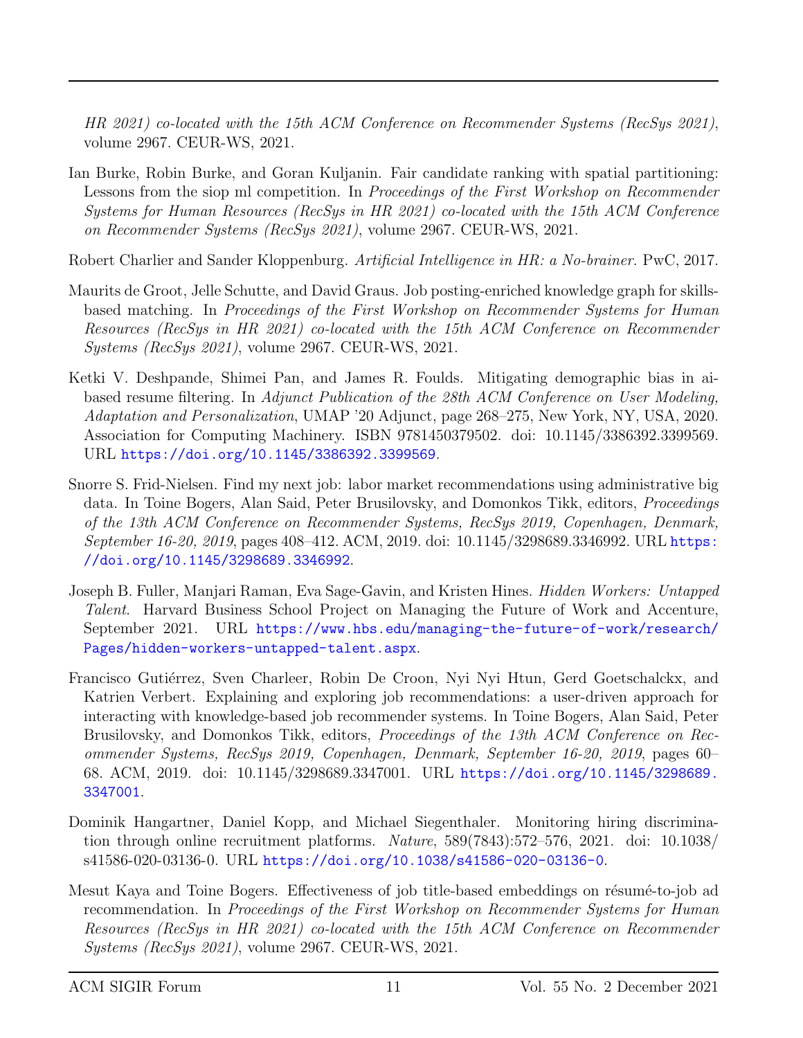*HR 2021) co-located with the 15th ACM Conference on Recommender Systems (RecSys 2021)*, volume 2967. CEUR-WS, 2021.

Ian Burke, Robin Burke, and Goran Kuljanin. Fair candidate ranking with spatial partitioning: Lessons from the siop ml competition. In *Proceedings of the First Workshop on Recommender Systems for Human Resources (RecSys in HR 2021) co-located with the 15th ACM Conference on Recommender Systems (RecSys 2021)*, volume 2967. CEUR-WS, 2021.

Robert Charlier and Sander Kloppenburg. *Artificial Intelligence in HR: a No-brainer*. PwC, 2017.

Maurits de Groot, Jelle Schutte, and David Graus. Job posting-enriched knowledge graph for skills-based matching. In *Proceedings of the First Workshop on Recommender Systems for Human Resources (RecSys in HR 2021) co-located with the 15th ACM Conference on Recommender Systems (RecSys 2021)*, volume 2967. CEUR-WS, 2021.

Ketki V. Deshpande, Shimei Pan, and James R. Foulds. Mitigating demographic bias in ai-based resume filtering. In *Adjunct Publication of the 28th ACM Conference on User Modeling, Adaptation and Personalization*, UMAP '20 Adjunct, page 268–275, New York, NY, USA, 2020. Association for Computing Machinery. ISBN 9781450379502. doi: 10.1145/3386392.3399569. URL https://doi.org/10.1145/3386392.3399569.

Snorre S. Frid-Nielsen. Find my next job: labor market recommendations using administrative big data. In Toine Bogers, Alan Said, Peter Brusilovsky, and Domonkos Tikk, editors, *Proceedings of the 13th ACM Conference on Recommender Systems, RecSys 2019, Copenhagen, Denmark, September 16-20, 2019*, pages 408–412. ACM, 2019. doi: 10.1145/3298689.3346992. URL https://doi.org/10.1145/3298689.3346992.

Joseph B. Fuller, Manjari Raman, Eva Sage-Gavin, and Kristen Hines. *Hidden Workers: Untapped Talent*. Harvard Business School Project on Managing the Future of Work and Accenture, September 2021. URL https://www.hbs.edu/managing-the-future-of-work/research/Pages/hidden-workers-untapped-talent.aspx.

Francisco Gutiérrez, Sven Charleer, Robin De Croon, Nyi Nyi Htun, Gerd Goetschalckx, and Katrien Verbert. Explaining and exploring job recommendations: a user-driven approach for interacting with knowledge-based job recommender systems. In Toine Bogers, Alan Said, Peter Brusilovsky, and Domonkos Tikk, editors, *Proceedings of the 13th ACM Conference on Recommender Systems, RecSys 2019, Copenhagen, Denmark, September 16-20, 2019*, pages 60–68. ACM, 2019. doi: 10.1145/3298689.3347001. URL https://doi.org/10.1145/3298689.3347001.

Dominik Hangartner, Daniel Kopp, and Michael Siegenthaler. Monitoring hiring discrimination through online recruitment platforms. *Nature*, 589(7843):572–576, 2021. doi: 10.1038/s41586-020-03136-0. URL https://doi.org/10.1038/s41586-020-03136-0.

Mesut Kaya and Toine Bogers. Effectiveness of job title-based embeddings on résumé-to-job ad recommendation. In *Proceedings of the First Workshop on Recommender Systems for Human Resources (RecSys in HR 2021) co-located with the 15th ACM Conference on Recommender Systems (RecSys 2021)*, volume 2967. CEUR-WS, 2021.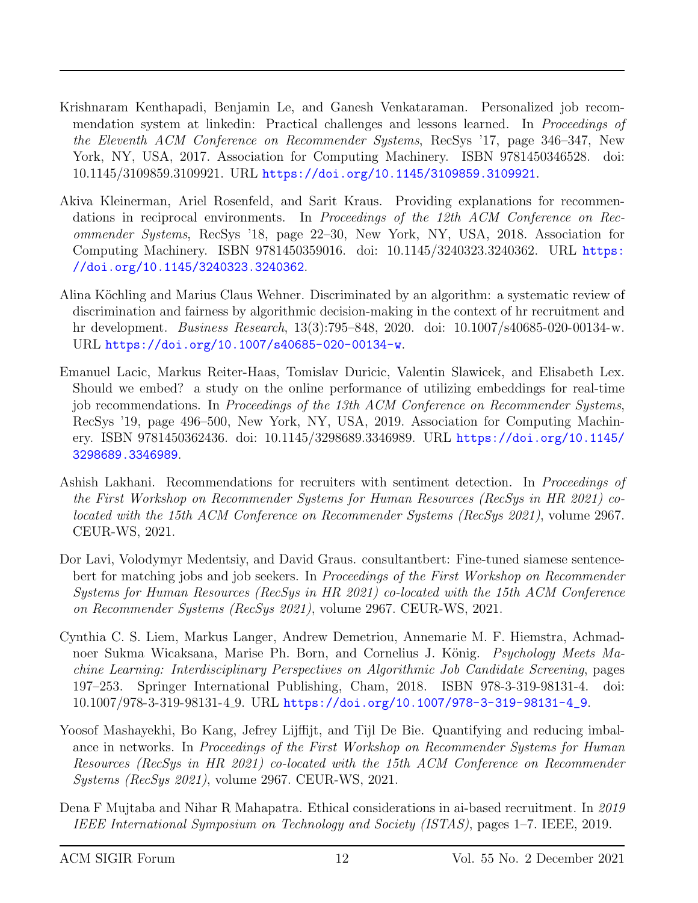Krishnaram Kenthapadi, Benjamin Le, and Ganesh Venkataraman. Personalized job recommendation system at linkedin: Practical challenges and lessons learned. In *Proceedings of the Eleventh ACM Conference on Recommender Systems*, RecSys '17, page 346–347, New York, NY, USA, 2017. Association for Computing Machinery. ISBN 9781450346528. doi: 10.1145/3109859.3109921. URL https://doi.org/10.1145/3109859.3109921.

Akiva Kleinerman, Ariel Rosenfeld, and Sarit Kraus. Providing explanations for recommendations in reciprocal environments. In *Proceedings of the 12th ACM Conference on Recommender Systems*, RecSys '18, page 22–30, New York, NY, USA, 2018. Association for Computing Machinery. ISBN 9781450359016. doi: 10.1145/3240323.3240362. URL https://doi.org/10.1145/3240323.3240362.

Alina Köchling and Marius Claus Wehner. Discriminated by an algorithm: a systematic review of discrimination and fairness by algorithmic decision-making in the context of hr recruitment and hr development. *Business Research*, 13(3):795–848, 2020. doi: 10.1007/s40685-020-00134-w. URL https://doi.org/10.1007/s40685-020-00134-w.

Emanuel Lacic, Markus Reiter-Haas, Tomislav Duricic, Valentin Slawicek, and Elisabeth Lex. Should we embed? a study on the online performance of utilizing embeddings for real-time job recommendations. In *Proceedings of the 13th ACM Conference on Recommender Systems*, RecSys '19, page 496–500, New York, NY, USA, 2019. Association for Computing Machinery. ISBN 9781450362436. doi: 10.1145/3298689.3346989. URL https://doi.org/10.1145/3298689.3346989.

Ashish Lakhani. Recommendations for recruiters with sentiment detection. In *Proceedings of the First Workshop on Recommender Systems for Human Resources (RecSys in HR 2021) co-located with the 15th ACM Conference on Recommender Systems (RecSys 2021)*, volume 2967. CEUR-WS, 2021.

Dor Lavi, Volodymyr Medentsiy, and David Graus. consultantbert: Fine-tuned siamese sentence-bert for matching jobs and job seekers. In *Proceedings of the First Workshop on Recommender Systems for Human Resources (RecSys in HR 2021) co-located with the 15th ACM Conference on Recommender Systems (RecSys 2021)*, volume 2967. CEUR-WS, 2021.

Cynthia C. S. Liem, Markus Langer, Andrew Demetriou, Annemarie M. F. Hiemstra, Achmadnoer Sukma Wicaksana, Marise Ph. Born, and Cornelius J. König. *Psychology Meets Machine Learning: Interdisciplinary Perspectives on Algorithmic Job Candidate Screening*, pages 197–253. Springer International Publishing, Cham, 2018. ISBN 978-3-319-98131-4. doi: 10.1007/978-3-319-98131-4_9. URL https://doi.org/10.1007/978-3-319-98131-4_9.

Yoosof Mashayekhi, Bo Kang, Jefrey Lijffijt, and Tijl De Bie. Quantifying and reducing imbalance in networks. In *Proceedings of the First Workshop on Recommender Systems for Human Resources (RecSys in HR 2021) co-located with the 15th ACM Conference on Recommender Systems (RecSys 2021)*, volume 2967. CEUR-WS, 2021.

Dena F Mujtaba and Nihar R Mahapatra. Ethical considerations in ai-based recruitment. In *2019 IEEE International Symposium on Technology and Society (ISTAS)*, pages 1–7. IEEE, 2019.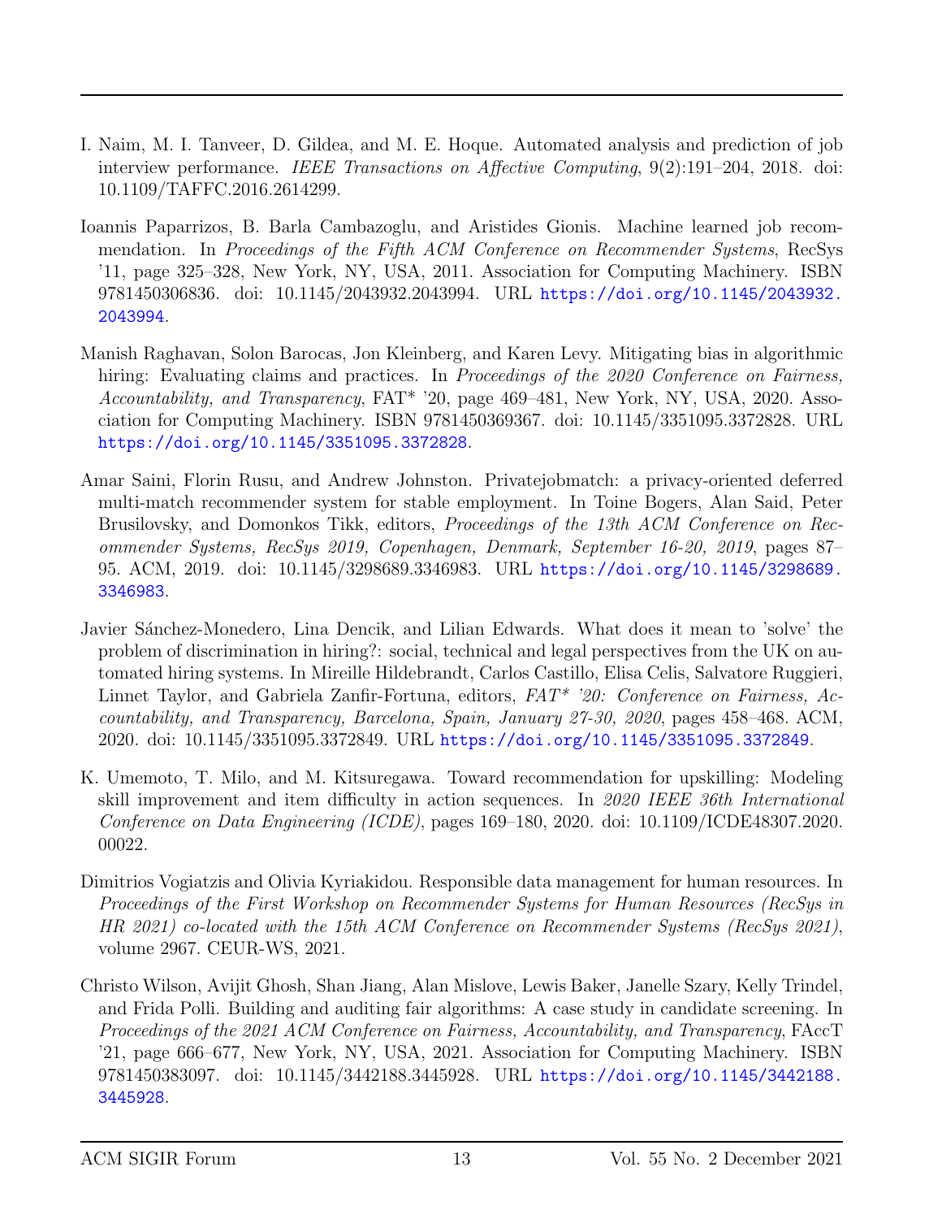I. Naim, M. I. Tanveer, D. Gildea, and M. E. Hoque. Automated analysis and prediction of job interview performance. *IEEE Transactions on Affective Computing*, 9(2):191–204, 2018. doi: 10.1109/TAFFC.2016.2614299.

Ioannis Paparrizos, B. Barla Cambazoglu, and Aristides Gionis. Machine learned job recommendation. In *Proceedings of the Fifth ACM Conference on Recommender Systems*, RecSys '11, page 325–328, New York, NY, USA, 2011. Association for Computing Machinery. ISBN 9781450306836. doi: 10.1145/2043932.2043994. URL https://doi.org/10.1145/2043932.2043994.

Manish Raghavan, Solon Barocas, Jon Kleinberg, and Karen Levy. Mitigating bias in algorithmic hiring: Evaluating claims and practices. In *Proceedings of the 2020 Conference on Fairness, Accountability, and Transparency*, FAT* '20, page 469–481, New York, NY, USA, 2020. Association for Computing Machinery. ISBN 9781450369367. doi: 10.1145/3351095.3372828. URL https://doi.org/10.1145/3351095.3372828.

Amar Saini, Florin Rusu, and Andrew Johnston. Privatejobmatch: a privacy-oriented deferred multi-match recommender system for stable employment. In Toine Bogers, Alan Said, Peter Brusilovsky, and Domonkos Tikk, editors, *Proceedings of the 13th ACM Conference on Recommender Systems, RecSys 2019, Copenhagen, Denmark, September 16-20, 2019*, pages 87–95. ACM, 2019. doi: 10.1145/3298689.3346983. URL https://doi.org/10.1145/3298689.3346983.

Javier Sánchez-Monedero, Lina Dencik, and Lilian Edwards. What does it mean to 'solve' the problem of discrimination in hiring?: social, technical and legal perspectives from the UK on automated hiring systems. In Mireille Hildebrandt, Carlos Castillo, Elisa Celis, Salvatore Ruggieri, Linnet Taylor, and Gabriela Zanfir-Fortuna, editors, *FAT* '20: Conference on Fairness, Accountability, and Transparency, Barcelona, Spain, January 27-30, 2020*, pages 458–468. ACM, 2020. doi: 10.1145/3351095.3372849. URL https://doi.org/10.1145/3351095.3372849.

K. Umemoto, T. Milo, and M. Kitsuregawa. Toward recommendation for upskilling: Modeling skill improvement and item difficulty in action sequences. In *2020 IEEE 36th International Conference on Data Engineering (ICDE)*, pages 169–180, 2020. doi: 10.1109/ICDE48307.2020.00022.

Dimitrios Vogiatzis and Olivia Kyriakidou. Responsible data management for human resources. In *Proceedings of the First Workshop on Recommender Systems for Human Resources (RecSys in HR 2021) co-located with the 15th ACM Conference on Recommender Systems (RecSys 2021)*, volume 2967. CEUR-WS, 2021.

Christo Wilson, Avijit Ghosh, Shan Jiang, Alan Mislove, Lewis Baker, Janelle Szary, Kelly Trindel, and Frida Polli. Building and auditing fair algorithms: A case study in candidate screening. In *Proceedings of the 2021 ACM Conference on Fairness, Accountability, and Transparency*, FAccT '21, page 666–677, New York, NY, USA, 2021. Association for Computing Machinery. ISBN 9781450383097. doi: 10.1145/3442188.3445928. URL https://doi.org/10.1145/3442188.3445928.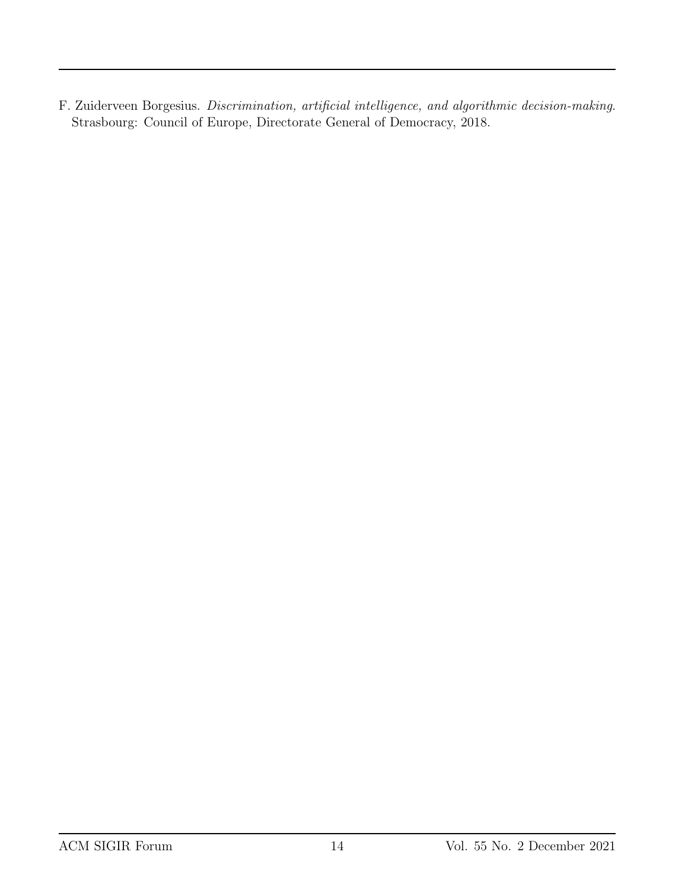F. Zuiderveen Borgesius. *Discrimination, artificial intelligence, and algorithmic decision-making*. Strasbourg: Council of Europe, Directorate General of Democracy, 2018.